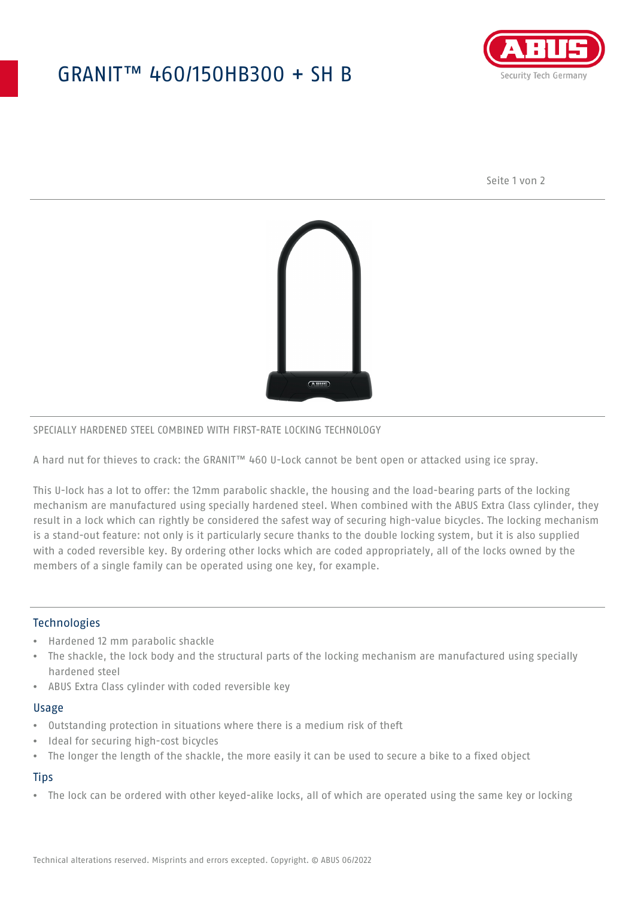# GRANIT™ 460/150HB300 + SH B

SPECIALLY HARDENED STEEL COMBINED WITH FIRST-RATE LOCKING TECHNOLOGY

A hard nut for thieves to crack: the GRANIT™ 460 U-Lock cannot be bent open or attacked using ice spray.

This U-lock has a lot to offer: the 12mm parabolic shackle, the housing and the load-bearing parts of the locking mechanism are manufactured using specially hardened steel. When combined with the ABUS Extra Class cylinder, they result in a lock which can rightly be considered the safest way of securing high-value bicycles. The locking mechanism is a stand-out feature: not only is it particularly secure thanks to the double locking system, but it is also supplied with a coded reversible key. By ordering other locks which are coded appropriately, all of the locks owned by the members of a single family can be operated using one key, for example.

## Technologies

- Hardened 12 mm parabolic shackle
- The shackle, the lock body and the structural parts of the locking mechanism are manufactured using specially hardened steel
- ABUS Extra Class cylinder with coded reversible key

## Usage

- Outstanding protection in situations where there is a medium risk of theft
- Ideal for securing high-cost bicycles
- The longer the length of the shackle, the more easily it can be used to secure a bike to a fixed object

## Tips

- The lock can be ordered with other keyed-alike locks, all of which are operated using the same key or locking

Technical alterations reserved. Misprints and errors excepted. Copyright. © ABUS 06/2022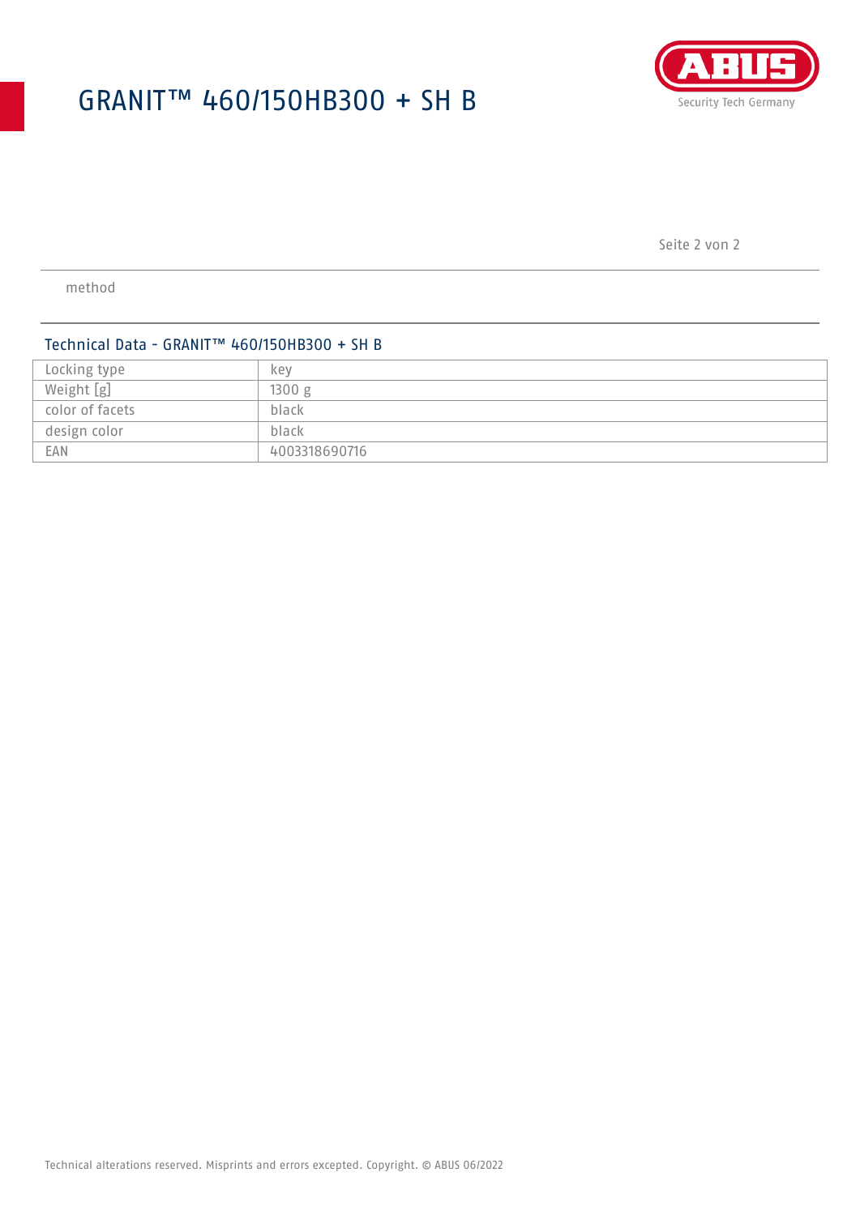method

### Technical Data - GRANIT™ 460/150HB300 + SH B

| | |
|---|---|
| Locking type | key |
| Weight [g] | 1300 g |
| color of facets | black |
| design color | black |
| EAN | 4003318690716 |

Technical alterations reserved. Misprints and errors excepted. Copyright. © ABUS 06/2022